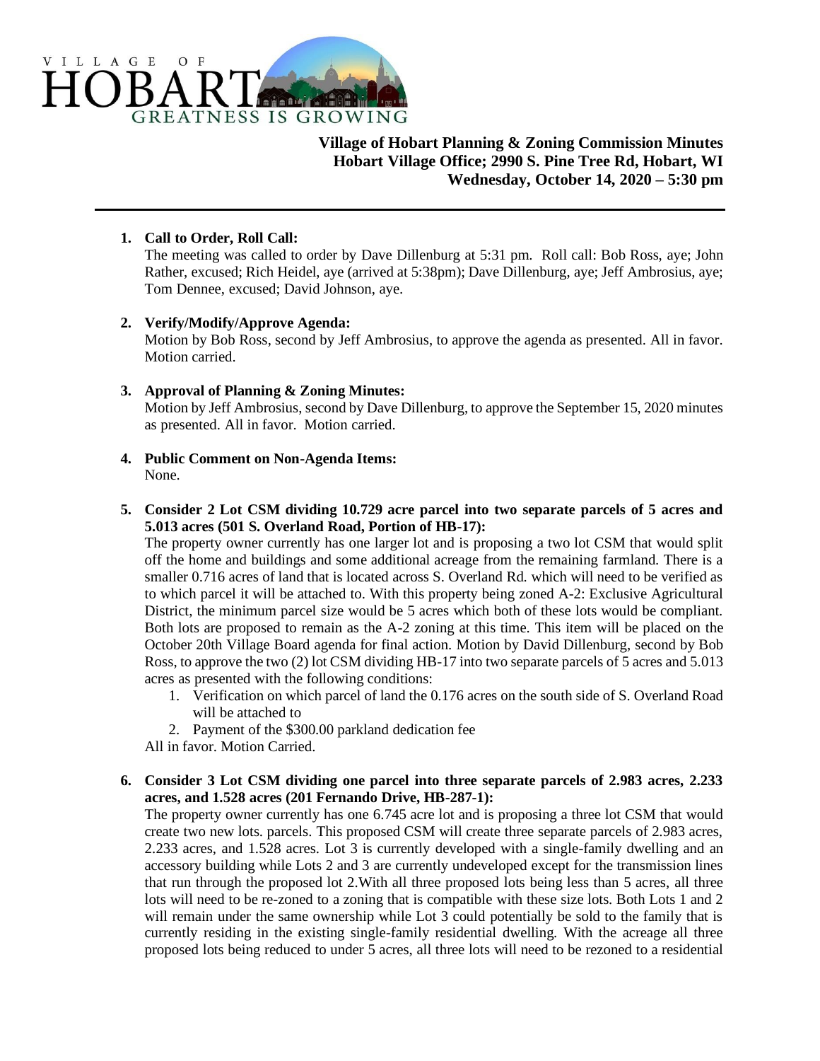VILLAGE OF HOBART GREATNESS IS GROWING

**Village of Hobart Planning & Zoning Commission Minutes**
**Hobart Village Office; 2990 S. Pine Tree Rd, Hobart, WI**
**Wednesday, October 14, 2020 – 5:30 pm**

---

1. **Call to Order, Roll Call:**
   The meeting was called to order by Dave Dillenburg at 5:31 pm. Roll call: Bob Ross, aye; John Rather, excused; Rich Heidel, aye (arrived at 5:38pm); Dave Dillenburg, aye; Jeff Ambrosius, aye; Tom Dennee, excused; David Johnson, aye.

2. **Verify/Modify/Approve Agenda:**
   Motion by Bob Ross, second by Jeff Ambrosius, to approve the agenda as presented. All in favor. Motion carried.

3. **Approval of Planning & Zoning Minutes:**
   Motion by Jeff Ambrosius, second by Dave Dillenburg, to approve the September 15, 2020 minutes as presented. All in favor. Motion carried.

4. **Public Comment on Non-Agenda Items:**
   None.

5. **Consider 2 Lot CSM dividing 10.729 acre parcel into two separate parcels of 5 acres and 5.013 acres (501 S. Overland Road, Portion of HB-17):**
   The property owner currently has one larger lot and is proposing a two lot CSM that would split off the home and buildings and some additional acreage from the remaining farmland. There is a smaller 0.716 acres of land that is located across S. Overland Rd. which will need to be verified as to which parcel it will be attached to. With this property being zoned A-2: Exclusive Agricultural District, the minimum parcel size would be 5 acres which both of these lots would be compliant. Both lots are proposed to remain as the A-2 zoning at this time. This item will be placed on the October 20th Village Board agenda for final action. Motion by David Dillenburg, second by Bob Ross, to approve the two (2) lot CSM dividing HB-17 into two separate parcels of 5 acres and 5.013 acres as presented with the following conditions:
   1. Verification on which parcel of land the 0.176 acres on the south side of S. Overland Road will be attached to
   2. Payment of the $300.00 parkland dedication fee

   All in favor. Motion Carried.

6. **Consider 3 Lot CSM dividing one parcel into three separate parcels of 2.983 acres, 2.233 acres, and 1.528 acres (201 Fernando Drive, HB-287-1):**
   The property owner currently has one 6.745 acre lot and is proposing a three lot CSM that would create two new lots. parcels. This proposed CSM will create three separate parcels of 2.983 acres, 2.233 acres, and 1.528 acres. Lot 3 is currently developed with a single-family dwelling and an accessory building while Lots 2 and 3 are currently undeveloped except for the transmission lines that run through the proposed lot 2.With all three proposed lots being less than 5 acres, all three lots will need to be re-zoned to a zoning that is compatible with these size lots. Both Lots 1 and 2 will remain under the same ownership while Lot 3 could potentially be sold to the family that is currently residing in the existing single-family residential dwelling. With the acreage all three proposed lots being reduced to under 5 acres, all three lots will need to be rezoned to a residential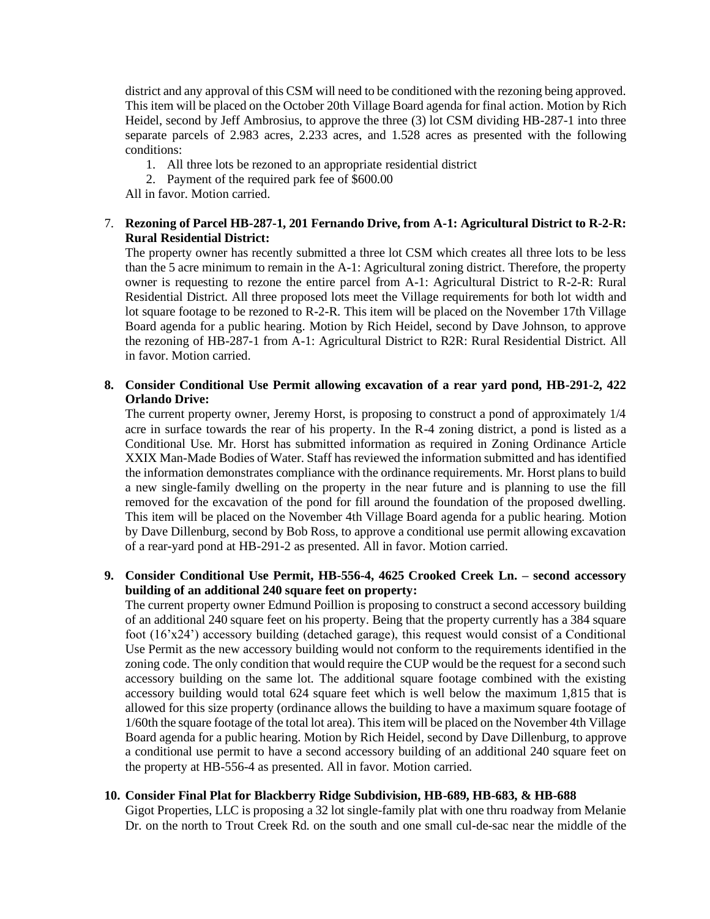district and any approval of this CSM will need to be conditioned with the rezoning being approved. This item will be placed on the October 20th Village Board agenda for final action. Motion by Rich Heidel, second by Jeff Ambrosius, to approve the three (3) lot CSM dividing HB-287-1 into three separate parcels of 2.983 acres, 2.233 acres, and 1.528 acres as presented with the following conditions:

1. All three lots be rezoned to an appropriate residential district
2. Payment of the required park fee of $600.00

All in favor. Motion carried.

7. **Rezoning of Parcel HB-287-1, 201 Fernando Drive, from A-1: Agricultural District to R-2-R: Rural Residential District:**

   The property owner has recently submitted a three lot CSM which creates all three lots to be less than the 5 acre minimum to remain in the A-1: Agricultural zoning district. Therefore, the property owner is requesting to rezone the entire parcel from A-1: Agricultural District to R-2-R: Rural Residential District. All three proposed lots meet the Village requirements for both lot width and lot square footage to be rezoned to R-2-R. This item will be placed on the November 17th Village Board agenda for a public hearing. Motion by Rich Heidel, second by Dave Johnson, to approve the rezoning of HB-287-1 from A-1: Agricultural District to R2R: Rural Residential District. All in favor. Motion carried.

8. **Consider Conditional Use Permit allowing excavation of a rear yard pond, HB-291-2, 422 Orlando Drive:**

   The current property owner, Jeremy Horst, is proposing to construct a pond of approximately 1/4 acre in surface towards the rear of his property. In the R-4 zoning district, a pond is listed as a Conditional Use. Mr. Horst has submitted information as required in Zoning Ordinance Article XXIX Man-Made Bodies of Water. Staff has reviewed the information submitted and has identified the information demonstrates compliance with the ordinance requirements. Mr. Horst plans to build a new single-family dwelling on the property in the near future and is planning to use the fill removed for the excavation of the pond for fill around the foundation of the proposed dwelling. This item will be placed on the November 4th Village Board agenda for a public hearing. Motion by Dave Dillenburg, second by Bob Ross, to approve a conditional use permit allowing excavation of a rear-yard pond at HB-291-2 as presented. All in favor. Motion carried.

9. **Consider Conditional Use Permit, HB-556-4, 4625 Crooked Creek Ln. – second accessory building of an additional 240 square feet on property:**

   The current property owner Edmund Poillion is proposing to construct a second accessory building of an additional 240 square feet on his property. Being that the property currently has a 384 square foot (16'x24') accessory building (detached garage), this request would consist of a Conditional Use Permit as the new accessory building would not conform to the requirements identified in the zoning code. The only condition that would require the CUP would be the request for a second such accessory building on the same lot. The additional square footage combined with the existing accessory building would total 624 square feet which is well below the maximum 1,815 that is allowed for this size property (ordinance allows the building to have a maximum square footage of 1/60th the square footage of the total lot area). This item will be placed on the November 4th Village Board agenda for a public hearing. Motion by Rich Heidel, second by Dave Dillenburg, to approve a conditional use permit to have a second accessory building of an additional 240 square feet on the property at HB-556-4 as presented. All in favor. Motion carried.

10. **Consider Final Plat for Blackberry Ridge Subdivision, HB-689, HB-683, & HB-688**

    Gigot Properties, LLC is proposing a 32 lot single-family plat with one thru roadway from Melanie Dr. on the north to Trout Creek Rd. on the south and one small cul-de-sac near the middle of the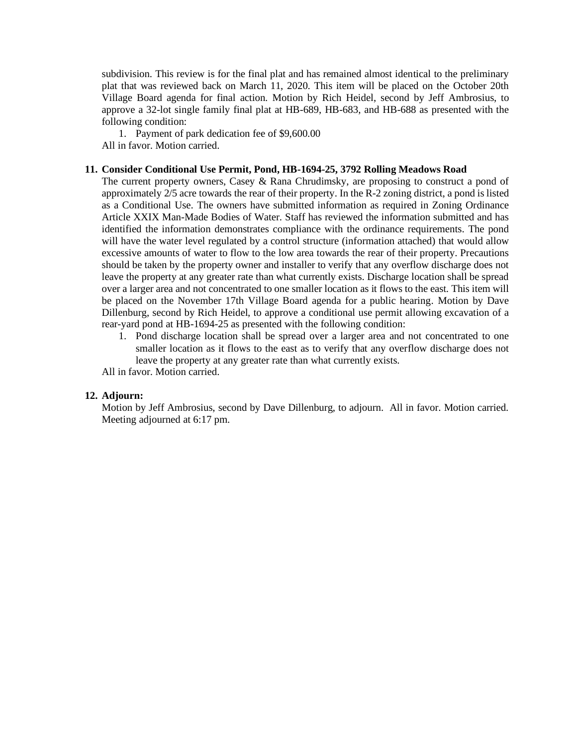subdivision. This review is for the final plat and has remained almost identical to the preliminary plat that was reviewed back on March 11, 2020. This item will be placed on the October 20th Village Board agenda for final action. Motion by Rich Heidel, second by Jeff Ambrosius, to approve a 32-lot single family final plat at HB-689, HB-683, and HB-688 as presented with the following condition:

1. Payment of park dedication fee of $9,600.00

All in favor. Motion carried.

**11. Consider Conditional Use Permit, Pond, HB-1694-25, 3792 Rolling Meadows Road**

The current property owners, Casey & Rana Chrudimsky, are proposing to construct a pond of approximately 2/5 acre towards the rear of their property. In the R-2 zoning district, a pond is listed as a Conditional Use. The owners have submitted information as required in Zoning Ordinance Article XXIX Man-Made Bodies of Water. Staff has reviewed the information submitted and has identified the information demonstrates compliance with the ordinance requirements. The pond will have the water level regulated by a control structure (information attached) that would allow excessive amounts of water to flow to the low area towards the rear of their property. Precautions should be taken by the property owner and installer to verify that any overflow discharge does not leave the property at any greater rate than what currently exists. Discharge location shall be spread over a larger area and not concentrated to one smaller location as it flows to the east. This item will be placed on the November 17th Village Board agenda for a public hearing. Motion by Dave Dillenburg, second by Rich Heidel, to approve a conditional use permit allowing excavation of a rear-yard pond at HB-1694-25 as presented with the following condition:

1. Pond discharge location shall be spread over a larger area and not concentrated to one smaller location as it flows to the east as to verify that any overflow discharge does not leave the property at any greater rate than what currently exists.

All in favor. Motion carried.

**12. Adjourn:**

Motion by Jeff Ambrosius, second by Dave Dillenburg, to adjourn. All in favor. Motion carried. Meeting adjourned at 6:17 pm.